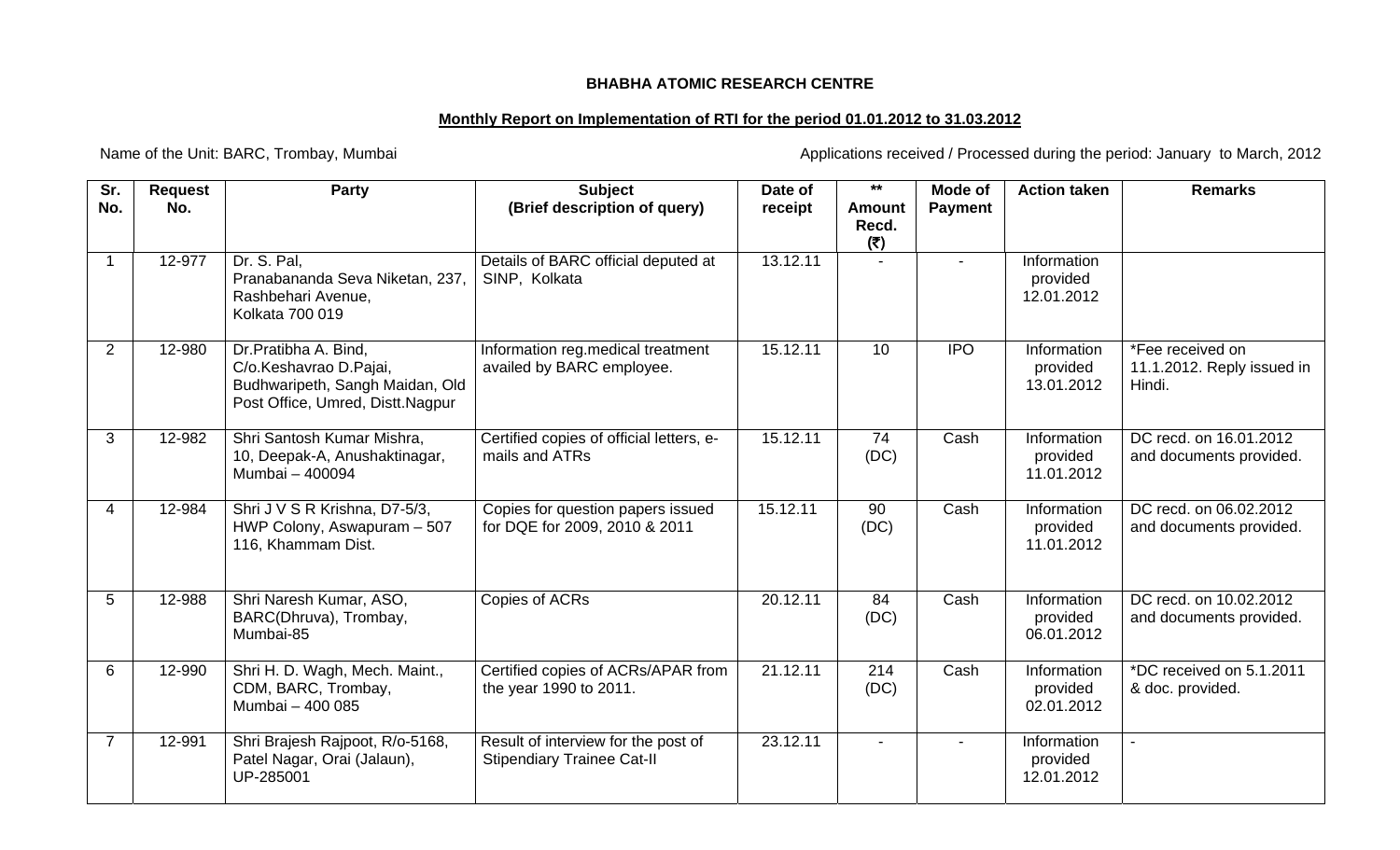**BHABHA ATOMIC RESEARCH CENTRE**

**Monthly Report on Implementation of RTI for the period 01.01.2012 to 31.03.2012**

Name of the Unit: BARC, Trombay, Mumbai

Applications received / Processed during the period: January to March, 2012

| Sr. No. | Request No. | Party | Subject (Brief description of query) | Date of receipt | ** Amount Recd. (₹) | Mode of Payment | Action taken | Remarks |
|---|---|---|---|---|---|---|---|---|
| 1 | 12-977 | Dr. S. Pal, Pranabananda Seva Niketan, 237, Rashbehari Avenue, Kolkata 700 019 | Details of BARC official deputed at SINP, Kolkata | 13.12.11 | - | - | Information provided 12.01.2012 | |
| 2 | 12-980 | Dr.Pratibha A. Bind, C/o.Keshavrao D.Pajai, Budhwaripeth, Sangh Maidan, Old Post Office, Umred, Distt.Nagpur | Information reg.medical treatment availed by BARC employee. | 15.12.11 | 10 | IPO | Information provided 13.01.2012 | *Fee received on 11.1.2012. Reply issued in Hindi. |
| 3 | 12-982 | Shri Santosh Kumar Mishra, 10, Deepak-A, Anushaktinagar, Mumbai – 400094 | Certified copies of official letters, e-mails and ATRs | 15.12.11 | 74 (DC) | Cash | Information provided 11.01.2012 | DC recd. on 16.01.2012 and documents provided. |
| 4 | 12-984 | Shri J V S R Krishna, D7-5/3, HWP Colony, Aswapuram – 507 116, Khammam Dist. | Copies for question papers issued for DQE for 2009, 2010 & 2011 | 15.12.11 | 90 (DC) | Cash | Information provided 11.01.2012 | DC recd. on 06.02.2012 and documents provided. |
| 5 | 12-988 | Shri Naresh Kumar, ASO, BARC(Dhruva), Trombay, Mumbai-85 | Copies of ACRs | 20.12.11 | 84 (DC) | Cash | Information provided 06.01.2012 | DC recd. on 10.02.2012 and documents provided. |
| 6 | 12-990 | Shri H. D. Wagh, Mech. Maint., CDM, BARC, Trombay, Mumbai – 400 085 | Certified copies of ACRs/APAR from the year 1990 to 2011. | 21.12.11 | 214 (DC) | Cash | Information provided 02.01.2012 | *DC received on 5.1.2011 & doc. provided. |
| 7 | 12-991 | Shri Brajesh Rajpoot, R/o-5168, Patel Nagar, Orai (Jalaun), UP-285001 | Result of interview for the post of Stipendiary Trainee Cat-II | 23.12.11 | - | - | Information provided 12.01.2012 | - |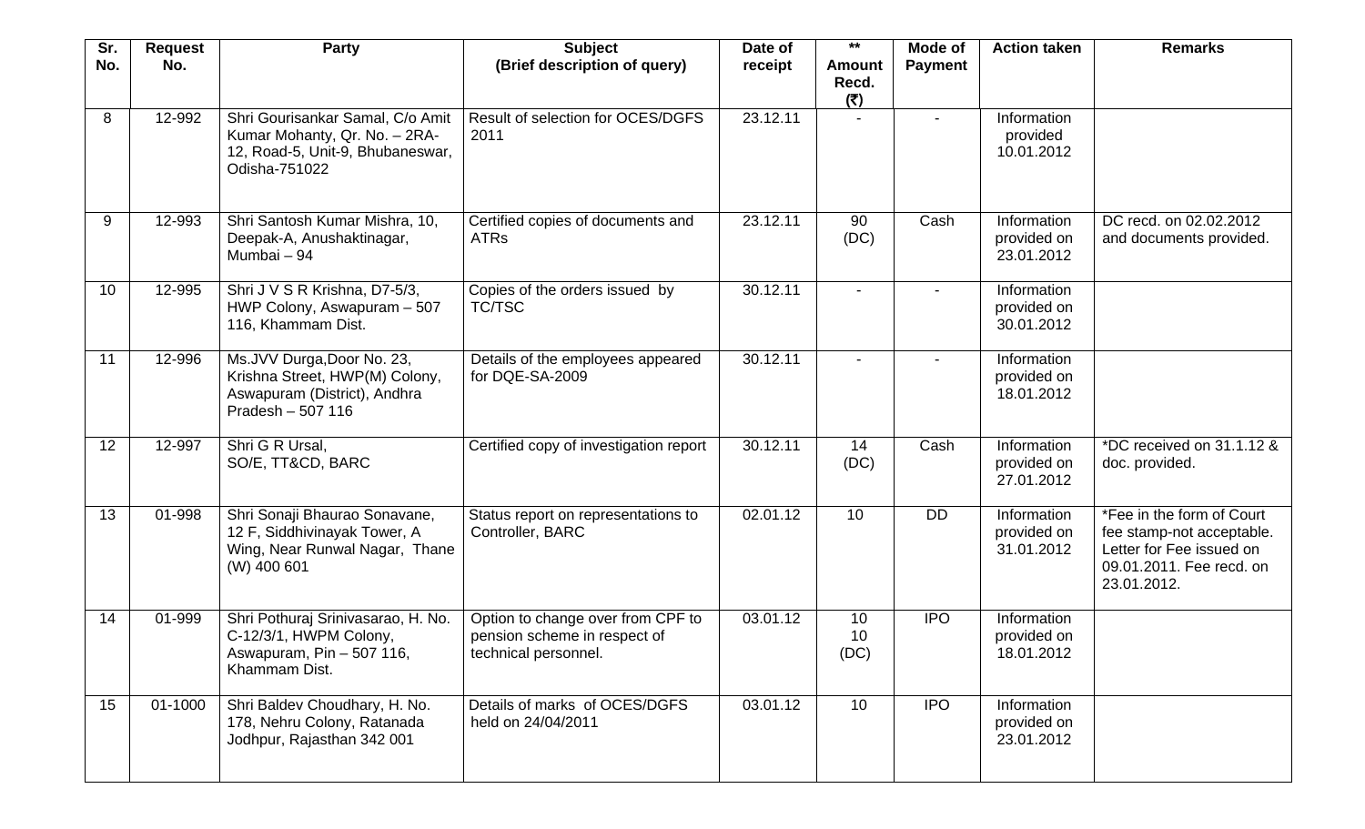| Sr. No. | Request No. | Party | Subject (Brief description of query) | Date of receipt | ** Amount Recd. (₹) | Mode of Payment | Action taken | Remarks |
|---|---|---|---|---|---|---|---|---|
| 8 | 12-992 | Shri Gourisankar Samal, C/o Amit Kumar Mohanty, Qr. No. – 2RA-12, Road-5, Unit-9, Bhubaneswar, Odisha-751022 | Result of selection for OCES/DGFS 2011 | 23.12.11 | - | - | Information provided 10.01.2012 | |
| 9 | 12-993 | Shri Santosh Kumar Mishra, 10, Deepak-A, Anushaktinagar, Mumbai – 94 | Certified copies of documents and ATRs | 23.12.11 | 90 (DC) | Cash | Information provided on 23.01.2012 | DC recd. on 02.02.2012 and documents provided. |
| 10 | 12-995 | Shri J V S R Krishna, D7-5/3, HWP Colony, Aswapuram – 507 116, Khammam Dist. | Copies of the orders issued by TC/TSC | 30.12.11 | - | - | Information provided on 30.01.2012 | |
| 11 | 12-996 | Ms.JVV Durga,Door No. 23, Krishna Street, HWP(M) Colony, Aswapuram (District), Andhra Pradesh – 507 116 | Details of the employees appeared for DQE-SA-2009 | 30.12.11 | - | - | Information provided on 18.01.2012 | |
| 12 | 12-997 | Shri G R Ursal, SO/E, TT&CD, BARC | Certified copy of investigation report | 30.12.11 | 14 (DC) | Cash | Information provided on 27.01.2012 | *DC received on 31.1.12 & doc. provided. |
| 13 | 01-998 | Shri Sonaji Bhaurao Sonavane, 12 F, Siddhivinayak Tower, A Wing, Near Runwal Nagar, Thane (W) 400 601 | Status report on representations to Controller, BARC | 02.01.12 | 10 | DD | Information provided on 31.01.2012 | *Fee in the form of Court fee stamp-not acceptable. Letter for Fee issued on 09.01.2011. Fee recd. on 23.01.2012. |
| 14 | 01-999 | Shri Pothuraj Srinivasarao, H. No. C-12/3/1, HWPM Colony, Aswapuram, Pin – 507 116, Khammam Dist. | Option to change over from CPF to pension scheme in respect of technical personnel. | 03.01.12 | 10<br>10 (DC) | IPO | Information provided on 18.01.2012 | |
| 15 | 01-1000 | Shri Baldev Choudhary, H. No. 178, Nehru Colony, Ratanada Jodhpur, Rajasthan 342 001 | Details of marks of OCES/DGFS held on 24/04/2011 | 03.01.12 | 10 | IPO | Information provided on 23.01.2012 | |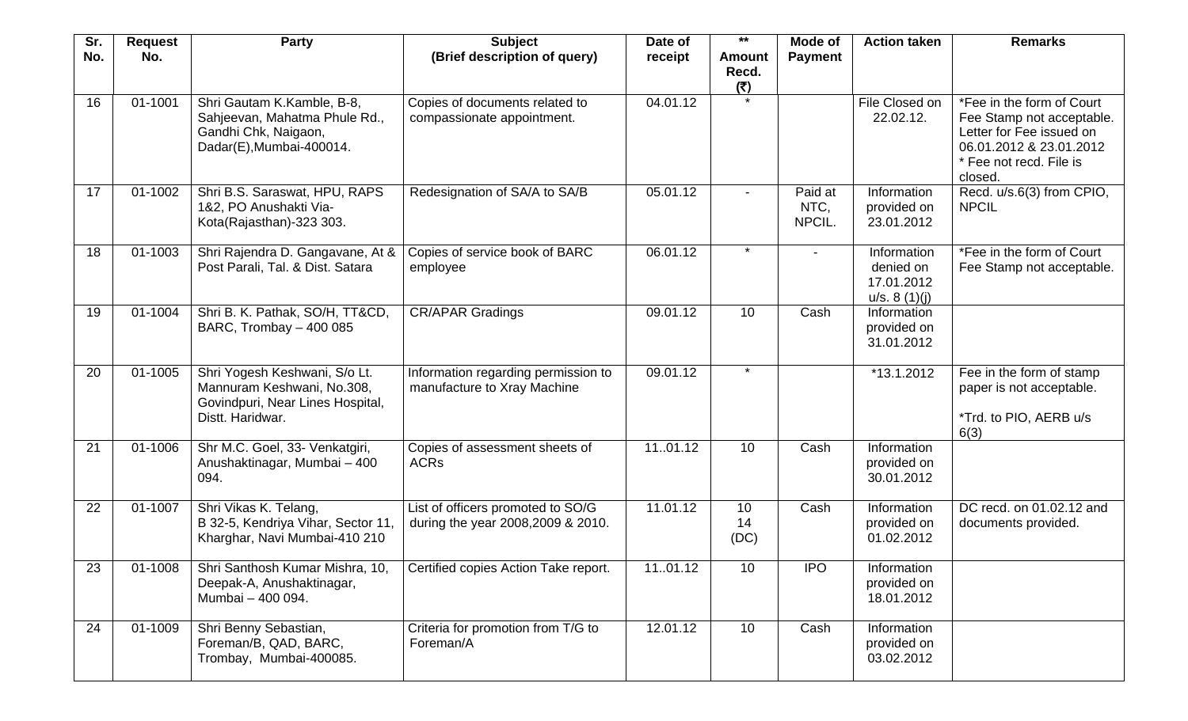| Sr. No. | Request No. | Party | Subject (Brief description of query) | Date of receipt | ** Amount Recd. (₹) | Mode of Payment | Action taken | Remarks |
|---|---|---|---|---|---|---|---|---|
| 16 | 01-1001 | Shri Gautam K.Kamble, B-8, Sahjeevan, Mahatma Phule Rd., Gandhi Chk, Naigaon, Dadar(E),Mumbai-400014. | Copies of documents related to compassionate appointment. | 04.01.12 | * | | File Closed on 22.02.12. | *Fee in the form of Court Fee Stamp not acceptable. Letter for Fee issued on 06.01.2012 & 23.01.2012 * Fee not recd. File is closed. |
| 17 | 01-1002 | Shri B.S. Saraswat, HPU, RAPS 1&2, PO Anushakti Via-Kota(Rajasthan)-323 303. | Redesignation of SA/A to SA/B | 05.01.12 | - | Paid at NTC, NPCIL. | Information provided on 23.01.2012 | Recd. u/s.6(3) from CPIO, NPCIL |
| 18 | 01-1003 | Shri Rajendra D. Gangavane, At & Post Parali, Tal. & Dist. Satara | Copies of service book of BARC employee | 06.01.12 | * | - | Information denied on 17.01.2012 u/s. 8 (1)(j) | *Fee in the form of Court Fee Stamp not acceptable. |
| 19 | 01-1004 | Shri B. K. Pathak, SO/H, TT&CD, BARC, Trombay – 400 085 | CR/APAR Gradings | 09.01.12 | 10 | Cash | Information provided on 31.01.2012 | |
| 20 | 01-1005 | Shri Yogesh Keshwani, S/o Lt. Mannuram Keshwani, No.308, Govindpuri, Near Lines Hospital, Distt. Haridwar. | Information regarding permission to manufacture to Xray Machine | 09.01.12 | * | | *13.1.2012 | Fee in the form of stamp paper is not acceptable. *Trd. to PIO, AERB u/s 6(3) |
| 21 | 01-1006 | Shr M.C. Goel, 33- Venkatgiri, Anushaktinagar, Mumbai – 400 094. | Copies of assessment sheets of ACRs | 11..01.12 | 10 | Cash | Information provided on 30.01.2012 | |
| 22 | 01-1007 | Shri Vikas K. Telang, B 32-5, Kendriya Vihar, Sector 11, Kharghar, Navi Mumbai-410 210 | List of officers promoted to SO/G during the year 2008,2009 & 2010. | 11.01.12 | 10 14 (DC) | Cash | Information provided on 01.02.2012 | DC recd. on 01.02.12 and documents provided. |
| 23 | 01-1008 | Shri Santhosh Kumar Mishra, 10, Deepak-A, Anushaktinagar, Mumbai – 400 094. | Certified copies Action Take report. | 11..01.12 | 10 | IPO | Information provided on 18.01.2012 | |
| 24 | 01-1009 | Shri Benny Sebastian, Foreman/B, QAD, BARC, Trombay, Mumbai-400085. | Criteria for promotion from T/G to Foreman/A | 12.01.12 | 10 | Cash | Information provided on 03.02.2012 | |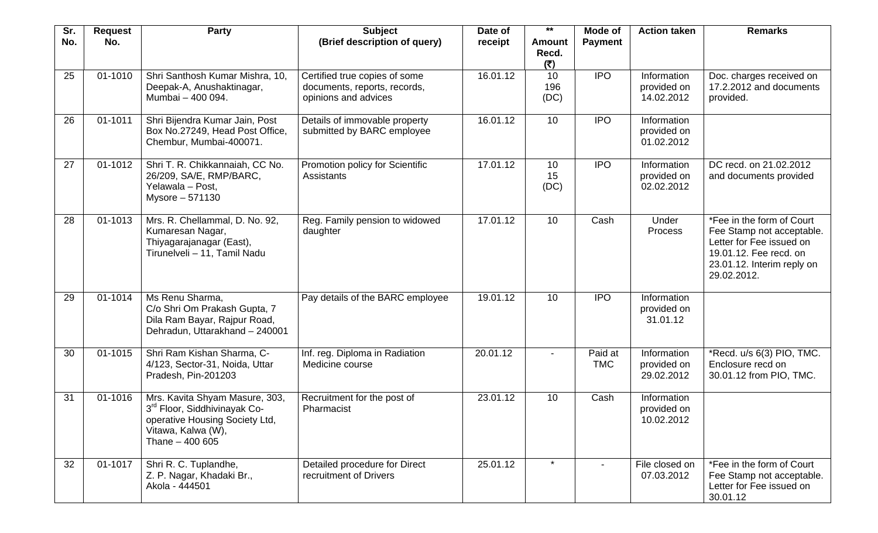| Sr. No. | Request No. | Party | Subject (Brief description of query) | Date of receipt | ** Amount Recd. (₹) | Mode of Payment | Action taken | Remarks |
|---|---|---|---|---|---|---|---|---|
| 25 | 01-1010 | Shri Santhosh Kumar Mishra, 10, Deepak-A, Anushaktinagar, Mumbai – 400 094. | Certified true copies of some documents, reports, records, opinions and advices | 16.01.12 | 10 196 (DC) | IPO | Information provided on 14.02.2012 | Doc. charges received on 17.2.2012 and documents provided. |
| 26 | 01-1011 | Shri Bijendra Kumar Jain, Post Box No.27249, Head Post Office, Chembur, Mumbai-400071. | Details of immovable property submitted by BARC employee | 16.01.12 | 10 | IPO | Information provided on 01.02.2012 | |
| 27 | 01-1012 | Shri T. R. Chikkannaiah, CC No. 26/209, SA/E, RMP/BARC, Yelawala – Post, Mysore – 571130 | Promotion policy for Scientific Assistants | 17.01.12 | 10 15 (DC) | IPO | Information provided on 02.02.2012 | DC recd. on 21.02.2012 and documents provided |
| 28 | 01-1013 | Mrs. R. Chellammal, D. No. 92, Kumaresan Nagar, Thiyagarajanagar (East), Tirunelveli – 11, Tamil Nadu | Reg. Family pension to widowed daughter | 17.01.12 | 10 | Cash | Under Process | *Fee in the form of Court Fee Stamp not acceptable. Letter for Fee issued on 19.01.12. Fee recd. on 23.01.12. Interim reply on 29.02.2012. |
| 29 | 01-1014 | Ms Renu Sharma, C/o Shri Om Prakash Gupta, 7 Dila Ram Bayar, Rajpur Road, Dehradun, Uttarakhand – 240001 | Pay details of the BARC employee | 19.01.12 | 10 | IPO | Information provided on 31.01.12 | |
| 30 | 01-1015 | Shri Ram Kishan Sharma, C-4/123, Sector-31, Noida, Uttar Pradesh, Pin-201203 | Inf. reg. Diploma in Radiation Medicine course | 20.01.12 | - | Paid at TMC | Information provided on 29.02.2012 | *Recd. u/s 6(3) PIO, TMC. Enclosure recd on 30.01.12 from PIO, TMC. |
| 31 | 01-1016 | Mrs. Kavita Shyam Masure, 303, 3rd Floor, Siddhivinayak Co-operative Housing Society Ltd, Vitawa, Kalwa (W), Thane – 400 605 | Recruitment for the post of Pharmacist | 23.01.12 | 10 | Cash | Information provided on 10.02.2012 | |
| 32 | 01-1017 | Shri R. C. Tuplandhe, Z. P. Nagar, Khadaki Br., Akola - 444501 | Detailed procedure for Direct recruitment of Drivers | 25.01.12 | * | - | File closed on 07.03.2012 | *Fee in the form of Court Fee Stamp not acceptable. Letter for Fee issued on 30.01.12 |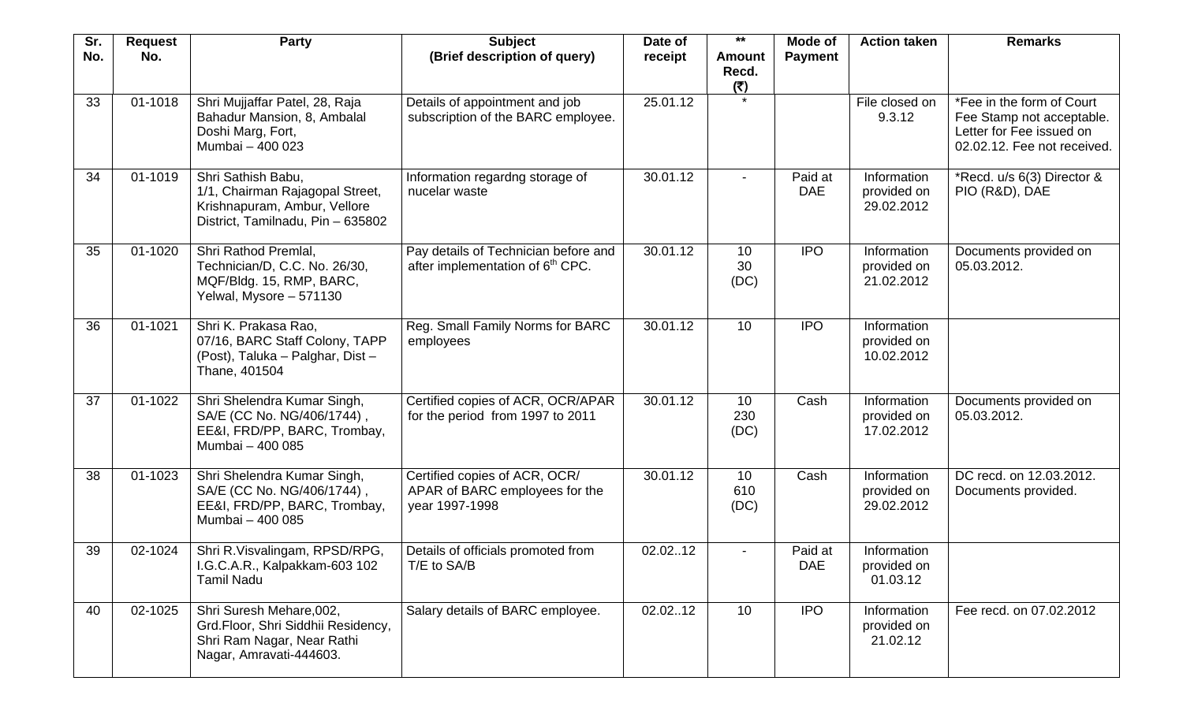| Sr. No. | Request No. | Party | Subject (Brief description of query) | Date of receipt | ** Amount Recd. (₹) | Mode of Payment | Action taken | Remarks |
|---|---|---|---|---|---|---|---|---|
| 33 | 01-1018 | Shri Mujjaffar Patel, 28, Raja Bahadur Mansion, 8, Ambalal Doshi Marg, Fort, Mumbai – 400 023 | Details of appointment and job subscription of the BARC employee. | 25.01.12 | * | | File closed on 9.3.12 | *Fee in the form of Court Fee Stamp not acceptable. Letter for Fee issued on 02.02.12. Fee not received. |
| 34 | 01-1019 | Shri Sathish Babu, 1/1, Chairman Rajagopal Street, Krishnapuram, Ambur, Vellore District, Tamilnadu, Pin – 635802 | Information regardng storage of nucelar waste | 30.01.12 | - | Paid at DAE | Information provided on 29.02.2012 | *Recd. u/s 6(3) Director & PIO (R&D), DAE |
| 35 | 01-1020 | Shri Rathod Premlal, Technician/D, C.C. No. 26/30, MQF/Bldg. 15, RMP, BARC, Yelwal, Mysore – 571130 | Pay details of Technician before and after implementation of 6th CPC. | 30.01.12 | 10 30 (DC) | IPO | Information provided on 21.02.2012 | Documents provided on 05.03.2012. |
| 36 | 01-1021 | Shri K. Prakasa Rao, 07/16, BARC Staff Colony, TAPP (Post), Taluka – Palghar, Dist – Thane, 401504 | Reg. Small Family Norms for BARC employees | 30.01.12 | 10 | IPO | Information provided on 10.02.2012 | |
| 37 | 01-1022 | Shri Shelendra Kumar Singh, SA/E (CC No. NG/406/1744) , EE&I, FRD/PP, BARC, Trombay, Mumbai – 400 085 | Certified copies of ACR, OCR/APAR for the period from 1997 to 2011 | 30.01.12 | 10 230 (DC) | Cash | Information provided on 17.02.2012 | Documents provided on 05.03.2012. |
| 38 | 01-1023 | Shri Shelendra Kumar Singh, SA/E (CC No. NG/406/1744) , EE&I, FRD/PP, BARC, Trombay, Mumbai – 400 085 | Certified copies of ACR, OCR/ APAR of BARC employees for the year 1997-1998 | 30.01.12 | 10 610 (DC) | Cash | Information provided on 29.02.2012 | DC recd. on 12.03.2012. Documents provided. |
| 39 | 02-1024 | Shri R.Visvalingam, RPSD/RPG, I.G.C.A.R., Kalpakkam-603 102 Tamil Nadu | Details of officials promoted from T/E to SA/B | 02.02..12 | - | Paid at DAE | Information provided on 01.03.12 | |
| 40 | 02-1025 | Shri Suresh Mehare,002, Grd.Floor, Shri Siddhii Residency, Shri Ram Nagar, Near Rathi Nagar, Amravati-444603. | Salary details of BARC employee. | 02.02..12 | 10 | IPO | Information provided on 21.02.12 | Fee recd. on 07.02.2012 |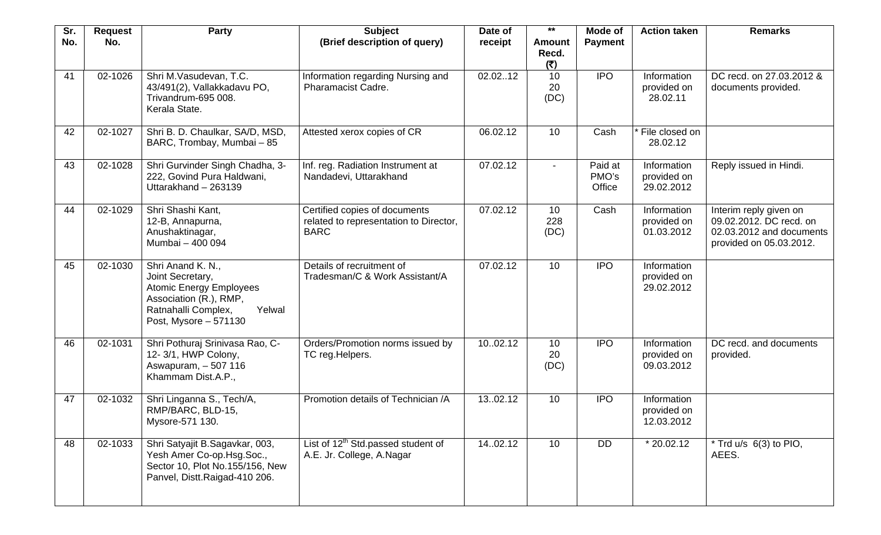| Sr. No. | Request No. | Party | Subject (Brief description of query) | Date of receipt | ** Amount Recd. (₹) | Mode of Payment | Action taken | Remarks |
|---|---|---|---|---|---|---|---|---|
| 41 | 02-1026 | Shri M.Vasudevan, T.C. 43/491(2), Vallakkadavu PO, Trivandrum-695 008. Kerala State. | Information regarding Nursing and Pharamacist Cadre. | 02.02..12 | 10 20 (DC) | IPO | Information provided on 28.02.11 | DC recd. on 27.03.2012 & documents provided. |
| 42 | 02-1027 | Shri B. D. Chaulkar, SA/D, MSD, BARC, Trombay, Mumbai – 85 | Attested xerox copies of CR | 06.02.12 | 10 | Cash | * File closed on 28.02.12 | |
| 43 | 02-1028 | Shri Gurvinder Singh Chadha, 3-222, Govind Pura Haldwani, Uttarakhand – 263139 | Inf. reg. Radiation Instrument at Nandadevi, Uttarakhand | 07.02.12 | - | Paid at PMO's Office | Information provided on 29.02.2012 | Reply issued in Hindi. |
| 44 | 02-1029 | Shri Shashi Kant, 12-B, Annapurna, Anushaktinagar, Mumbai – 400 094 | Certified copies of documents related to representation to Director, BARC | 07.02.12 | 10 228 (DC) | Cash | Information provided on 01.03.2012 | Interim reply given on 09.02.2012. DC recd. on 02.03.2012 and documents provided on 05.03.2012. |
| 45 | 02-1030 | Shri Anand K. N., Joint Secretary, Atomic Energy Employees Association (R.), RMP, Ratnahalli Complex, Yelwal Post, Mysore – 571130 | Details of recruitment of Tradesman/C & Work Assistant/A | 07.02.12 | 10 | IPO | Information provided on 29.02.2012 | |
| 46 | 02-1031 | Shri Pothuraj Srinivasa Rao, C-12- 3/1, HWP Colony, Aswapuram, – 507 116 Khammam Dist.A.P., | Orders/Promotion norms issued by TC reg.Helpers. | 10..02.12 | 10 20 (DC) | IPO | Information provided on 09.03.2012 | DC recd. and documents provided. |
| 47 | 02-1032 | Shri Linganna S., Tech/A, RMP/BARC, BLD-15, Mysore-571 130. | Promotion details of Technician /A | 13..02.12 | 10 | IPO | Information provided on 12.03.2012 | |
| 48 | 02-1033 | Shri Satyajit B.Sagavkar, 003, Yesh Amer Co-op.Hsg.Soc., Sector 10, Plot No.155/156, New Panvel, Distt.Raigad-410 206. | List of 12th Std.passed student of A.E. Jr. College, A.Nagar | 14..02.12 | 10 | DD | * 20.02.12 | * Trd u/s 6(3) to PIO, AEES. |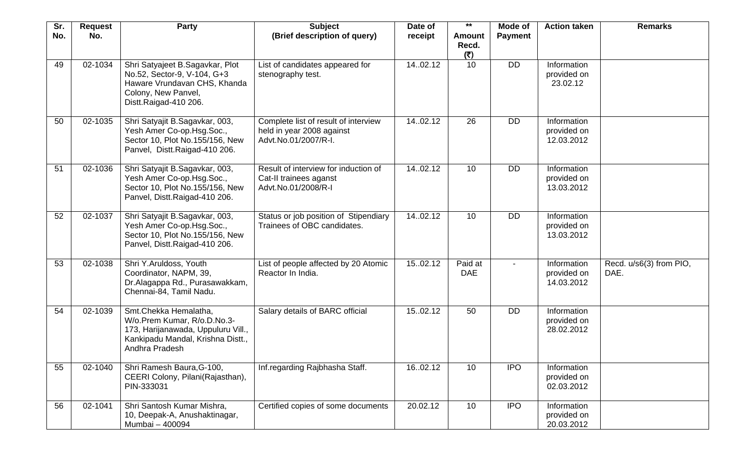| Sr. No. | Request No. | Party | Subject (Brief description of query) | Date of receipt | ** Amount Recd. (₹) | Mode of Payment | Action taken | Remarks |
|---|---|---|---|---|---|---|---|---|
| 49 | 02-1034 | Shri Satyajeet B.Sagavkar, Plot No.52, Sector-9, V-104, G+3 Haware Vrundavan CHS, Khanda Colony, New Panvel, Distt.Raigad-410 206. | List of candidates appeared for stenography test. | 14..02.12 | 10 | DD | Information provided on 23.02.12 | |
| 50 | 02-1035 | Shri Satyajit B.Sagavkar, 003, Yesh Amer Co-op.Hsg.Soc., Sector 10, Plot No.155/156, New Panvel, Distt.Raigad-410 206. | Complete list of result of interview held in year 2008 against Advt.No.01/2007/R-I. | 14..02.12 | 26 | DD | Information provided on 12.03.2012 | |
| 51 | 02-1036 | Shri Satyajit B.Sagavkar, 003, Yesh Amer Co-op.Hsg.Soc., Sector 10, Plot No.155/156, New Panvel, Distt.Raigad-410 206. | Result of interview for induction of Cat-II trainees aganst Advt.No.01/2008/R-I | 14..02.12 | 10 | DD | Information provided on 13.03.2012 | |
| 52 | 02-1037 | Shri Satyajit B.Sagavkar, 003, Yesh Amer Co-op.Hsg.Soc., Sector 10, Plot No.155/156, New Panvel, Distt.Raigad-410 206. | Status or job position of Stipendiary Trainees of OBC candidates. | 14..02.12 | 10 | DD | Information provided on 13.03.2012 | |
| 53 | 02-1038 | Shri Y.Aruldoss, Youth Coordinator, NAPM, 39, Dr.Alagappa Rd., Purasawakkam, Chennai-84, Tamil Nadu. | List of people affected by 20 Atomic Reactor In India. | 15..02.12 | Paid at DAE | - | Information provided on 14.03.2012 | Recd. u/s6(3) from PIO, DAE. |
| 54 | 02-1039 | Smt.Chekka Hemalatha, W/o.Prem Kumar, R/o.D.No.3-173, Harijanawada, Uppuluru Vill., Kankipadu Mandal, Krishna Distt., Andhra Pradesh | Salary details of BARC official | 15..02.12 | 50 | DD | Information provided on 28.02.2012 | |
| 55 | 02-1040 | Shri Ramesh Baura,G-100, CEERI Colony, Pilani(Rajasthan), PIN-333031 | Inf.regarding Rajbhasha Staff. | 16..02.12 | 10 | IPO | Information provided on 02.03.2012 | |
| 56 | 02-1041 | Shri Santosh Kumar Mishra, 10, Deepak-A, Anushaktinagar, Mumbai – 400094 | Certified copies of some documents | 20.02.12 | 10 | IPO | Information provided on 20.03.2012 | |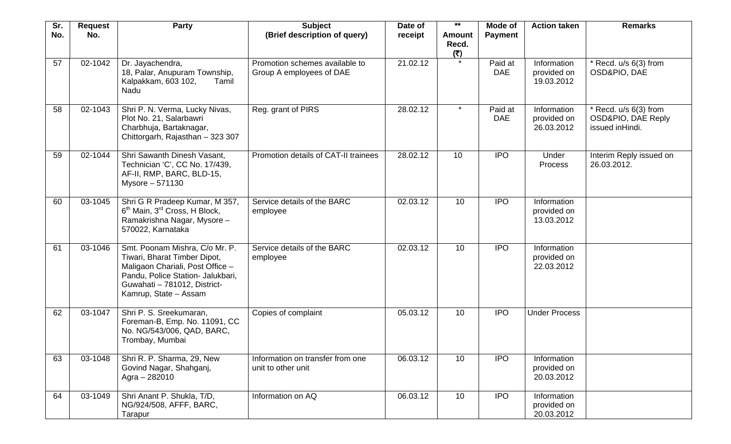| Sr. No. | Request No. | Party | Subject (Brief description of query) | Date of receipt | ** Amount Recd. (₹) | Mode of Payment | Action taken | Remarks |
|---|---|---|---|---|---|---|---|---|
| 57 | 02-1042 | Dr. Jayachendra, 18, Palar, Anupuram Township, Kalpakkam, 603 102, Tamil Nadu | Promotion schemes available to Group A employees of DAE | 21.02.12 | * | Paid at DAE | Information provided on 19.03.2012 | * Recd. u/s 6(3) from OSD&PIO, DAE |
| 58 | 02-1043 | Shri P. N. Verma, Lucky Nivas, Plot No. 21, Salarbawri Charbhuja, Bartaknagar, Chittorgarh, Rajasthan – 323 307 | Reg. grant of PIRS | 28.02.12 | * | Paid at DAE | Information provided on 26.03.2012 | * Recd. u/s 6(3) from OSD&PIO, DAE Reply issued inHindi. |
| 59 | 02-1044 | Shri Sawanth Dinesh Vasant, Technician 'C', CC No. 17/439, AF-II, RMP, BARC, BLD-15, Mysore – 571130 | Promotion details of CAT-II trainees | 28.02.12 | 10 | IPO | Under Process | Interim Reply issued on 26.03.2012. |
| 60 | 03-1045 | Shri G R Pradeep Kumar, M 357, 6th Main, 3rd Cross, H Block, Ramakrishna Nagar, Mysore – 570022, Karnataka | Service details of the BARC employee | 02.03.12 | 10 | IPO | Information provided on 13.03.2012 | |
| 61 | 03-1046 | Smt. Poonam Mishra, C/o Mr. P. Tiwari, Bharat Timber Dipot, Maligaon Chariali, Post Office – Pandu, Police Station- Jalukbari, Guwahati – 781012, District- Kamrup, State – Assam | Service details of the BARC employee | 02.03.12 | 10 | IPO | Information provided on 22.03.2012 | |
| 62 | 03-1047 | Shri P. S. Sreekumaran, Foreman-B, Emp. No. 11091, CC No. NG/543/006, QAD, BARC, Trombay, Mumbai | Copies of complaint | 05.03.12 | 10 | IPO | Under Process | |
| 63 | 03-1048 | Shri R. P. Sharma, 29, New Govind Nagar, Shahganj, Agra – 282010 | Information on transfer from one unit to other unit | 06.03.12 | 10 | IPO | Information provided on 20.03.2012 | |
| 64 | 03-1049 | Shri Anant P. Shukla, T/D, NG/924/508, AFFF, BARC, Tarapur | Information on AQ | 06.03.12 | 10 | IPO | Information provided on 20.03.2012 | |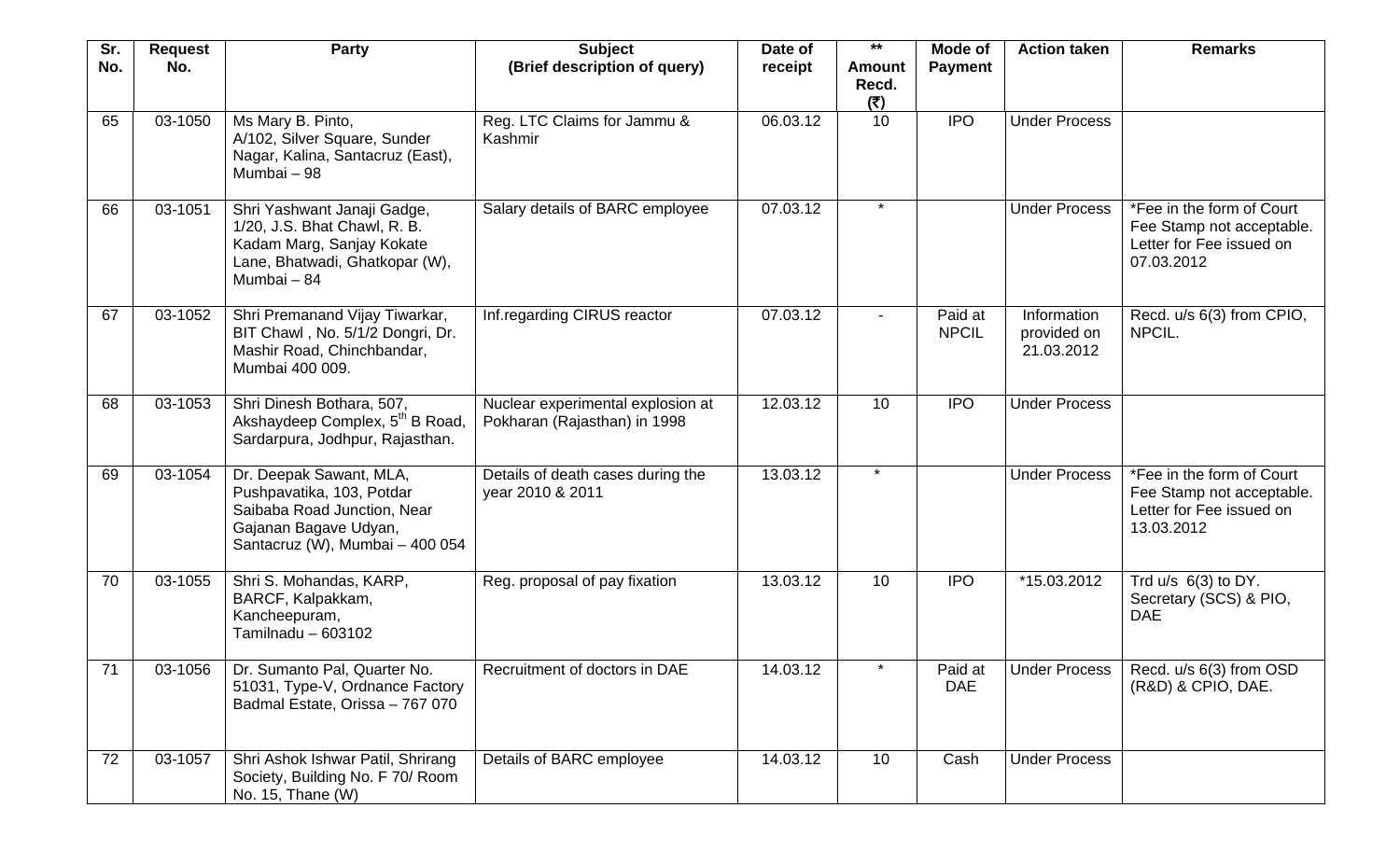| Sr. No. | Request No. | Party | Subject (Brief description of query) | Date of receipt | ** Amount Recd. (₹) | Mode of Payment | Action taken | Remarks |
|---|---|---|---|---|---|---|---|---|
| 65 | 03-1050 | Ms Mary B. Pinto, A/102, Silver Square, Sunder Nagar, Kalina, Santacruz (East), Mumbai – 98 | Reg. LTC Claims for Jammu & Kashmir | 06.03.12 | 10 | IPO | Under Process | |
| 66 | 03-1051 | Shri Yashwant Janaji Gadge, 1/20, J.S. Bhat Chawl, R. B. Kadam Marg, Sanjay Kokate Lane, Bhatwadi, Ghatkopar (W), Mumbai – 84 | Salary details of BARC employee | 07.03.12 | * | | Under Process | *Fee in the form of Court Fee Stamp not acceptable. Letter for Fee issued on 07.03.2012 |
| 67 | 03-1052 | Shri Premanand Vijay Tiwarkar, BIT Chawl , No. 5/1/2 Dongri, Dr. Mashir Road, Chinchbandar, Mumbai 400 009. | Inf.regarding CIRUS reactor | 07.03.12 | - | Paid at NPCIL | Information provided on 21.03.2012 | Recd. u/s 6(3) from CPIO, NPCIL. |
| 68 | 03-1053 | Shri Dinesh Bothara, 507, Akshaydeep Complex, 5th B Road, Sardarpura, Jodhpur, Rajasthan. | Nuclear experimental explosion at Pokharan (Rajasthan) in 1998 | 12.03.12 | 10 | IPO | Under Process | |
| 69 | 03-1054 | Dr. Deepak Sawant, MLA, Pushpavatika, 103, Potdar Saibaba Road Junction, Near Gajanan Bagave Udyan, Santacruz (W), Mumbai – 400 054 | Details of death cases during the year 2010 & 2011 | 13.03.12 | * | | Under Process | *Fee in the form of Court Fee Stamp not acceptable. Letter for Fee issued on 13.03.2012 |
| 70 | 03-1055 | Shri S. Mohandas, KARP, BARCF, Kalpakkam, Kancheepuram, Tamilnadu – 603102 | Reg. proposal of pay fixation | 13.03.12 | 10 | IPO | *15.03.2012 | Trd u/s 6(3) to DY. Secretary (SCS) & PIO, DAE |
| 71 | 03-1056 | Dr. Sumanto Pal, Quarter No. 51031, Type-V, Ordnance Factory Badmal Estate, Orissa – 767 070 | Recruitment of doctors in DAE | 14.03.12 | * | Paid at DAE | Under Process | Recd. u/s 6(3) from OSD (R&D) & CPIO, DAE. |
| 72 | 03-1057 | Shri Ashok Ishwar Patil, Shrirang Society, Building No. F 70/ Room No. 15, Thane (W) | Details of BARC employee | 14.03.12 | 10 | Cash | Under Process | |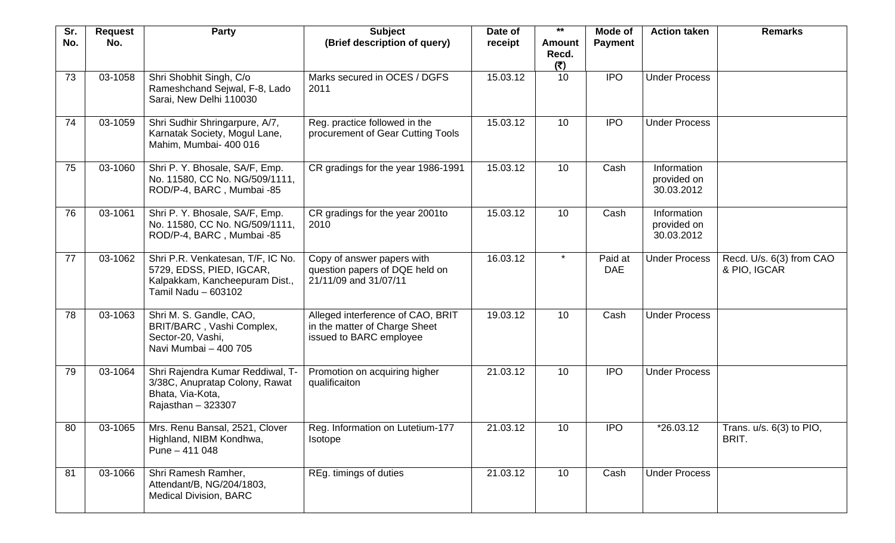| Sr. No. | Request No. | Party | Subject (Brief description of query) | Date of receipt | ** Amount Recd. (₹) | Mode of Payment | Action taken | Remarks |
|---|---|---|---|---|---|---|---|---|
| 73 | 03-1058 | Shri Shobhit Singh, C/o Rameshchand Sejwal, F-8, Lado Sarai, New Delhi 110030 | Marks secured in OCES / DGFS 2011 | 15.03.12 | 10 | IPO | Under Process | |
| 74 | 03-1059 | Shri Sudhir Shringarpure, A/7, Karnatak Society, Mogul Lane, Mahim, Mumbai- 400 016 | Reg. practice followed in the procurement of Gear Cutting Tools | 15.03.12 | 10 | IPO | Under Process | |
| 75 | 03-1060 | Shri P. Y. Bhosale, SA/F, Emp. No. 11580, CC No. NG/509/1111, ROD/P-4, BARC , Mumbai -85 | CR gradings for the year 1986-1991 | 15.03.12 | 10 | Cash | Information provided on 30.03.2012 | |
| 76 | 03-1061 | Shri P. Y. Bhosale, SA/F, Emp. No. 11580, CC No. NG/509/1111, ROD/P-4, BARC , Mumbai -85 | CR gradings for the year 2001to 2010 | 15.03.12 | 10 | Cash | Information provided on 30.03.2012 | |
| 77 | 03-1062 | Shri P.R. Venkatesan, T/F, IC No. 5729, EDSS, PIED, IGCAR, Kalpakkam, Kancheepuram Dist., Tamil Nadu – 603102 | Copy of answer papers with question papers of DQE held on 21/11/09 and 31/07/11 | 16.03.12 | * | Paid at DAE | Under Process | Recd. U/s. 6(3) from CAO & PIO, IGCAR |
| 78 | 03-1063 | Shri M. S. Gandle, CAO, BRIT/BARC , Vashi Complex, Sector-20, Vashi, Navi Mumbai – 400 705 | Alleged interference of CAO, BRIT in the matter of Charge Sheet issued to BARC employee | 19.03.12 | 10 | Cash | Under Process | |
| 79 | 03-1064 | Shri Rajendra Kumar Reddiwal, T-3/38C, Anupratap Colony, Rawat Bhata, Via-Kota, Rajasthan – 323307 | Promotion on acquiring higher qualificaiton | 21.03.12 | 10 | IPO | Under Process | |
| 80 | 03-1065 | Mrs. Renu Bansal, 2521, Clover Highland, NIBM Kondhwa, Pune – 411 048 | Reg. Information on Lutetium-177 Isotope | 21.03.12 | 10 | IPO | *26.03.12 | Trans. u/s. 6(3) to PIO, BRIT. |
| 81 | 03-1066 | Shri Ramesh Ramher, Attendant/B, NG/204/1803, Medical Division, BARC | REg. timings of duties | 21.03.12 | 10 | Cash | Under Process | |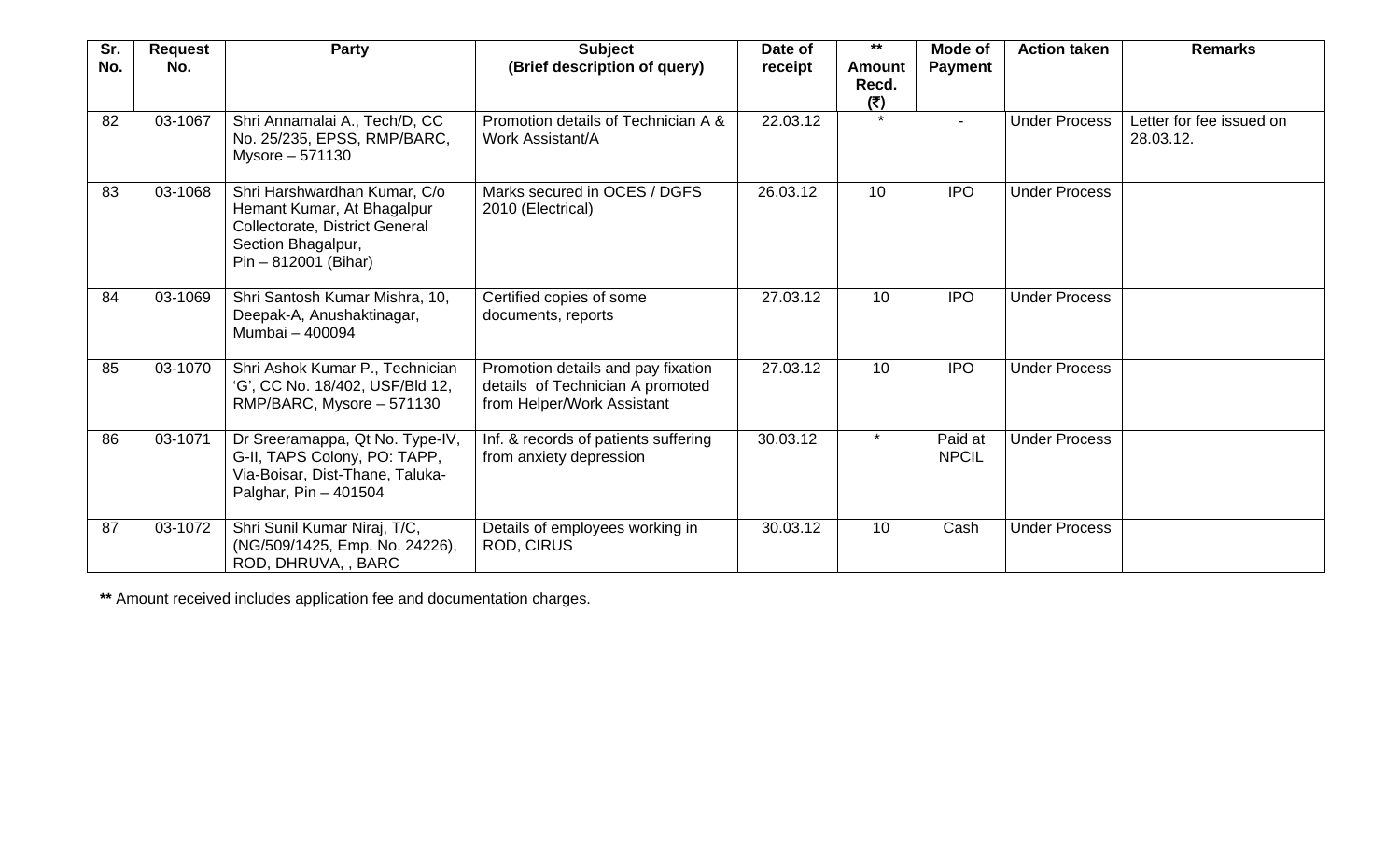| Sr. No. | Request No. | Party | Subject (Brief description of query) | Date of receipt | ** Amount Recd. (₹) | Mode of Payment | Action taken | Remarks |
|---|---|---|---|---|---|---|---|---|
| 82 | 03-1067 | Shri Annamalai A., Tech/D, CC No. 25/235, EPSS, RMP/BARC, Mysore – 571130 | Promotion details of Technician A & Work Assistant/A | 22.03.12 | * | - | Under Process | Letter for fee issued on 28.03.12. |
| 83 | 03-1068 | Shri Harshwardhan Kumar, C/o Hemant Kumar, At Bhagalpur Collectorate, District General Section Bhagalpur, Pin – 812001 (Bihar) | Marks secured in OCES / DGFS 2010 (Electrical) | 26.03.12 | 10 | IPO | Under Process | |
| 84 | 03-1069 | Shri Santosh Kumar Mishra, 10, Deepak-A, Anushaktinagar, Mumbai – 400094 | Certified copies of some documents, reports | 27.03.12 | 10 | IPO | Under Process | |
| 85 | 03-1070 | Shri Ashok Kumar P., Technician 'G', CC No. 18/402, USF/Bld 12, RMP/BARC, Mysore – 571130 | Promotion details and pay fixation details of Technician A promoted from Helper/Work Assistant | 27.03.12 | 10 | IPO | Under Process | |
| 86 | 03-1071 | Dr Sreerammappa, Qt No. Type-IV, G-II, TAPS Colony, PO: TAPP, Via-Boisar, Dist-Thane, Taluka-Palghar, Pin – 401504 | Inf. & records of patients suffering from anxiety depression | 30.03.12 | * | Paid at NPCIL | Under Process | |
| 87 | 03-1072 | Shri Sunil Kumar Niraj, T/C, (NG/509/1425, Emp. No. 24226), ROD, DHRUVA, , BARC | Details of employees working in ROD, CIRUS | 30.03.12 | 10 | Cash | Under Process | |

**\*\*** Amount received includes application fee and documentation charges.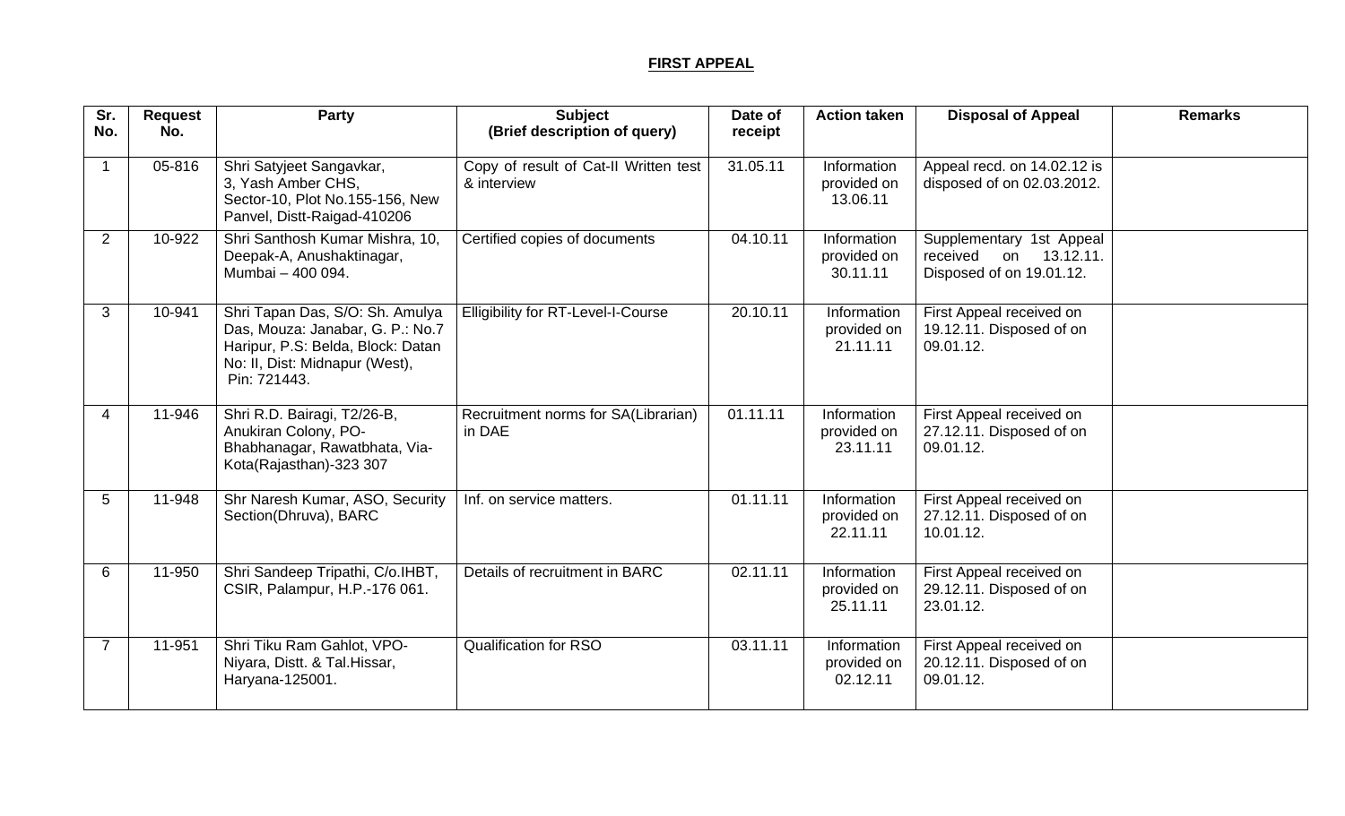**FIRST APPEAL**

| Sr. No. | Request No. | Party | Subject (Brief description of query) | Date of receipt | Action taken | Disposal of Appeal | Remarks |
|---|---|---|---|---|---|---|---|
| 1 | 05-816 | Shri Satyjeet Sangavkar, 3, Yash Amber CHS, Sector-10, Plot No.155-156, New Panvel, Distt-Raigad-410206 | Copy of result of Cat-II Written test & interview | 31.05.11 | Information provided on 13.06.11 | Appeal recd. on 14.02.12 is disposed of on 02.03.2012. | |
| 2 | 10-922 | Shri Santhosh Kumar Mishra, 10, Deepak-A, Anushaktinagar, Mumbai – 400 094. | Certified copies of documents | 04.10.11 | Information provided on 30.11.11 | Supplementary 1st Appeal received on 13.12.11. Disposed of on 19.01.12. | |
| 3 | 10-941 | Shri Tapan Das, S/O: Sh. Amulya Das, Mouza: Janabar, G. P.: No.7 Haripur, P.S: Belda, Block: Datan No: II, Dist: Midnapur (West), Pin: 721443. | Elligibility for RT-Level-I-Course | 20.10.11 | Information provided on 21.11.11 | First Appeal received on 19.12.11. Disposed of on 09.01.12. | |
| 4 | 11-946 | Shri R.D. Bairagi, T2/26-B, Anukiran Colony, PO- Bhabhanagar, Rawatbhata, Via- Kota(Rajasthan)-323 307 | Recruitment norms for SA(Librarian) in DAE | 01.11.11 | Information provided on 23.11.11 | First Appeal received on 27.12.11. Disposed of on 09.01.12. | |
| 5 | 11-948 | Shr Naresh Kumar, ASO, Security Section(Dhruva), BARC | Inf. on service matters. | 01.11.11 | Information provided on 22.11.11 | First Appeal received on 27.12.11. Disposed of on 10.01.12. | |
| 6 | 11-950 | Shri Sandeep Tripathi, C/o.IHBT, CSIR, Palampur, H.P.-176 061. | Details of recruitment in BARC | 02.11.11 | Information provided on 25.11.11 | First Appeal received on 29.12.11. Disposed of on 23.01.12. | |
| 7 | 11-951 | Shri Tiku Ram Gahlot, VPO- Niyara, Distt. & Tal.Hissar, Haryana-125001. | Qualification for RSO | 03.11.11 | Information provided on 02.12.11 | First Appeal received on 20.12.11. Disposed of on 09.01.12. | |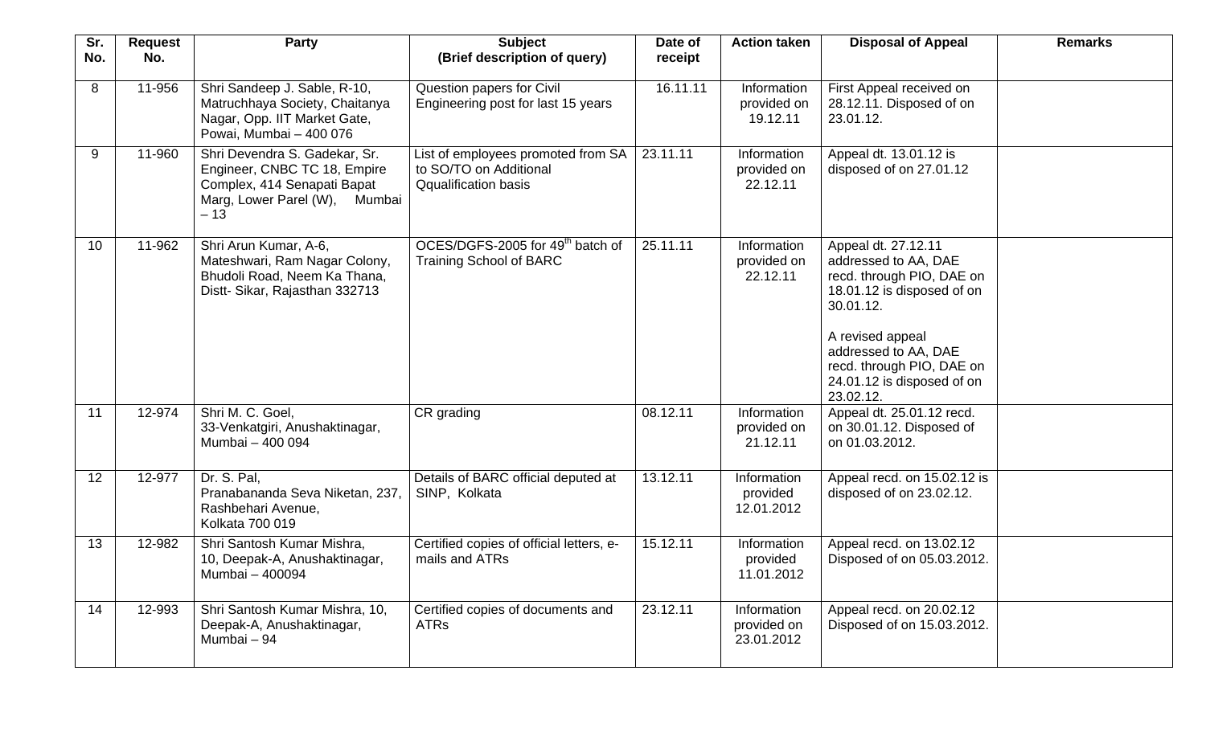| Sr. No. | Request No. | Party | Subject (Brief description of query) | Date of receipt | Action taken | Disposal of Appeal | Remarks |
|---|---|---|---|---|---|---|---|
| 8 | 11-956 | Shri Sandeep J. Sable, R-10, Matruchhaya Society, Chaitanya Nagar, Opp. IIT Market Gate, Powai, Mumbai – 400 076 | Question papers for Civil Engineering post for last 15 years | 16.11.11 | Information provided on 19.12.11 | First Appeal received on 28.12.11. Disposed of on 23.01.12. | |
| 9 | 11-960 | Shri Devendra S. Gadekar, Sr. Engineer, CNBC TC 18, Empire Complex, 414 Senapati Bapat Marg, Lower Parel (W), Mumbai – 13 | List of employees promoted from SA to SO/TO on Additional Qqualification basis | 23.11.11 | Information provided on 22.12.11 | Appeal dt. 13.01.12 is disposed of on 27.01.12 | |
| 10 | 11-962 | Shri Arun Kumar, A-6, Mateshwari, Ram Nagar Colony, Bhudoli Road, Neem Ka Thana, Distt- Sikar, Rajasthan 332713 | OCES/DGFS-2005 for 49th batch of Training School of BARC | 25.11.11 | Information provided on 22.12.11 | Appeal dt. 27.12.11 addressed to AA, DAE recd. through PIO, DAE on 18.01.12 is disposed of on 30.01.12.<br><br>A revised appeal addressed to AA, DAE recd. through PIO, DAE on 24.01.12 is disposed of on 23.02.12. | |
| 11 | 12-974 | Shri M. C. Goel, 33-Venkatgiri, Anushaktinagar, Mumbai – 400 094 | CR grading | 08.12.11 | Information provided on 21.12.11 | Appeal dt. 25.01.12 recd. on 30.01.12. Disposed of on 01.03.2012. | |
| 12 | 12-977 | Dr. S. Pal, Pranabananda Seva Niketan, 237, Rashbehari Avenue, Kolkata 700 019 | Details of BARC official deputed at SINP, Kolkata | 13.12.11 | Information provided 12.01.2012 | Appeal recd. on 15.02.12 is disposed of on 23.02.12. | |
| 13 | 12-982 | Shri Santosh Kumar Mishra, 10, Deepak-A, Anushaktinagar, Mumbai – 400094 | Certified copies of official letters, e-mails and ATRs | 15.12.11 | Information provided 11.01.2012 | Appeal recd. on 13.02.12 Disposed of on 05.03.2012. | |
| 14 | 12-993 | Shri Santosh Kumar Mishra, 10, Deepak-A, Anushaktinagar, Mumbai – 94 | Certified copies of documents and ATRs | 23.12.11 | Information provided on 23.01.2012 | Appeal recd. on 20.02.12 Disposed of on 15.03.2012. | |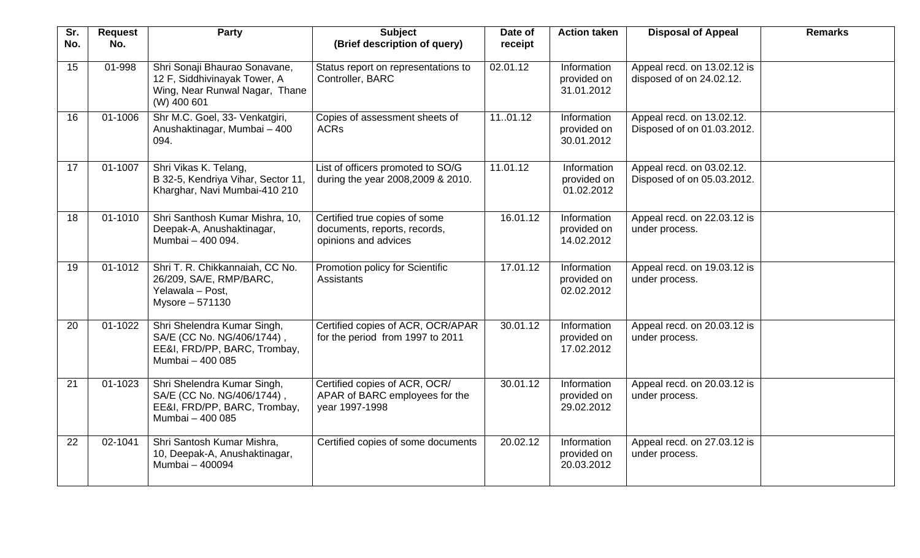| Sr. No. | Request No. | Party | Subject (Brief description of query) | Date of receipt | Action taken | Disposal of Appeal | Remarks |
|---|---|---|---|---|---|---|---|
| 15 | 01-998 | Shri Sonaji Bhaurao Sonavane, 12 F, Siddhivinayak Tower, A Wing, Near Runwal Nagar, Thane (W) 400 601 | Status report on representations to Controller, BARC | 02.01.12 | Information provided on 31.01.2012 | Appeal recd. on 13.02.12 is disposed of on 24.02.12. | |
| 16 | 01-1006 | Shr M.C. Goel, 33- Venkatgiri, Anushaktinagar, Mumbai – 400 094. | Copies of assessment sheets of ACRs | 11..01.12 | Information provided on 30.01.2012 | Appeal recd. on 13.02.12. Disposed of on 01.03.2012. | |
| 17 | 01-1007 | Shri Vikas K. Telang, B 32-5, Kendriya Vihar, Sector 11, Kharghar, Navi Mumbai-410 210 | List of officers promoted to SO/G during the year 2008,2009 & 2010. | 11.01.12 | Information provided on 01.02.2012 | Appeal recd. on 03.02.12. Disposed of on 05.03.2012. | |
| 18 | 01-1010 | Shri Santhosh Kumar Mishra, 10, Deepak-A, Anushaktinagar, Mumbai – 400 094. | Certified true copies of some documents, reports, records, opinions and advices | 16.01.12 | Information provided on 14.02.2012 | Appeal recd. on 22.03.12 is under process. | |
| 19 | 01-1012 | Shri T. R. Chikkannaiah, CC No. 26/209, SA/E, RMP/BARC, Yelawala – Post, Mysore – 571130 | Promotion policy for Scientific Assistants | 17.01.12 | Information provided on 02.02.2012 | Appeal recd. on 19.03.12 is under process. | |
| 20 | 01-1022 | Shri Shelendra Kumar Singh, SA/E (CC No. NG/406/1744) , EE&I, FRD/PP, BARC, Trombay, Mumbai – 400 085 | Certified copies of ACR, OCR/APAR for the period from 1997 to 2011 | 30.01.12 | Information provided on 17.02.2012 | Appeal recd. on 20.03.12 is under process. | |
| 21 | 01-1023 | Shri Shelendra Kumar Singh, SA/E (CC No. NG/406/1744) , EE&I, FRD/PP, BARC, Trombay, Mumbai – 400 085 | Certified copies of ACR, OCR/ APAR of BARC employees for the year 1997-1998 | 30.01.12 | Information provided on 29.02.2012 | Appeal recd. on 20.03.12 is under process. | |
| 22 | 02-1041 | Shri Santosh Kumar Mishra, 10, Deepak-A, Anushaktinagar, Mumbai – 400094 | Certified copies of some documents | 20.02.12 | Information provided on 20.03.2012 | Appeal recd. on 27.03.12 is under process. | |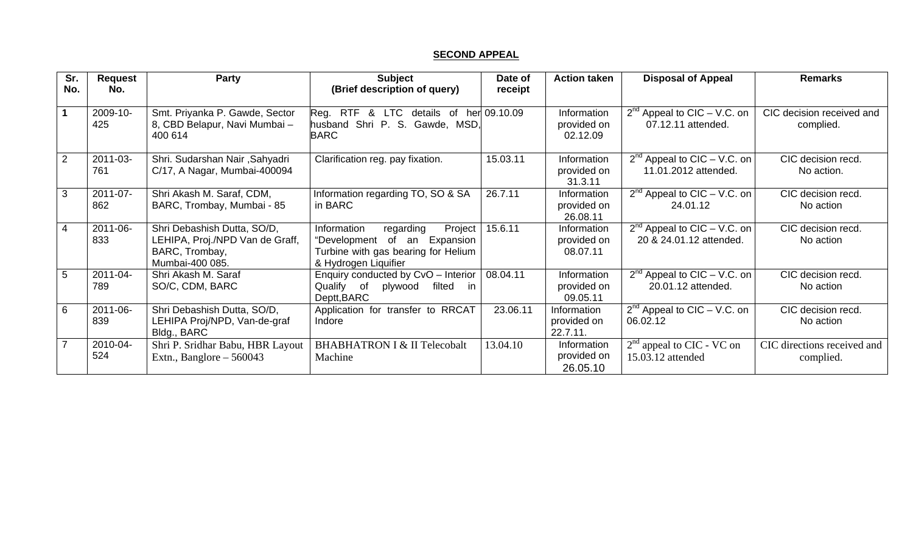## SECOND APPEAL

| Sr. No. | Request No. | Party | Subject (Brief description of query) | Date of receipt | Action taken | Disposal of Appeal | Remarks |
|---|---|---|---|---|---|---|---|
| **1** | 2009-10-425 | Smt. Priyanka P. Gawde, Sector 8, CBD Belapur, Navi Mumbai – 400 614 | Reg. RTF & LTC details of her husband Shri P. S. Gawde, MSD, BARC | 09.10.09 | Information provided on 02.12.09 | 2nd Appeal to CIC – V.C. on 07.12.11 attended. | CIC decision received and complied. |
| 2 | 2011-03-761 | Shri. Sudarshan Nair ,Sahyadri C/17, A Nagar, Mumbai-400094 | Clarification reg. pay fixation. | 15.03.11 | Information provided on 31.3.11 | 2nd Appeal to CIC – V.C. on 11.01.2012 attended. | CIC decision recd. No action. |
| 3 | 2011-07-862 | Shri Akash M. Saraf, CDM, BARC, Trombay, Mumbai - 85 | Information regarding TO, SO & SA in BARC | 26.7.11 | Information provided on 26.08.11 | 2nd Appeal to CIC – V.C. on 24.01.12 | CIC decision recd. No action |
| 4 | 2011-06-833 | Shri Debashish Dutta, SO/D, LEHIPA, Proj./NPD Van de Graff, BARC, Trombay, Mumbai-400 085. | Information regarding Project "Development of an Expansion Turbine with gas bearing for Helium & Hydrogen Liquifier | 15.6.11 | Information provided on 08.07.11 | 2nd Appeal to CIC – V.C. on 20 & 24.01.12 attended. | CIC decision recd. No action |
| 5 | 2011-04-789 | Shri Akash M. Saraf SO/C, CDM, BARC | Enquiry conducted by CvO – Interior Qualify of plywood filted in Deptt,BARC | 08.04.11 | Information provided on 09.05.11 | 2nd Appeal to CIC – V.C. on 20.01.12 attended. | CIC decision recd. No action |
| 6 | 2011-06-839 | Shri Debashish Dutta, SO/D, LEHIPA Proj/NPD, Van-de-graf Bldg., BARC | Application for transfer to RRCAT Indore | 23.06.11 | Information provided on 22.7.11. | 2nd Appeal to CIC – V.C. on 06.02.12 | CIC decision recd. No action |
| 7 | 2010-04-524 | Shri P. Sridhar Babu, HBR Layout Extn., Banglore – 560043 | BHABHATRON I & II Telecobalt Machine | 13.04.10 | Information provided on 26.05.10 | 2nd appeal to CIC - VC on 15.03.12 attended | CIC directions received and complied. |